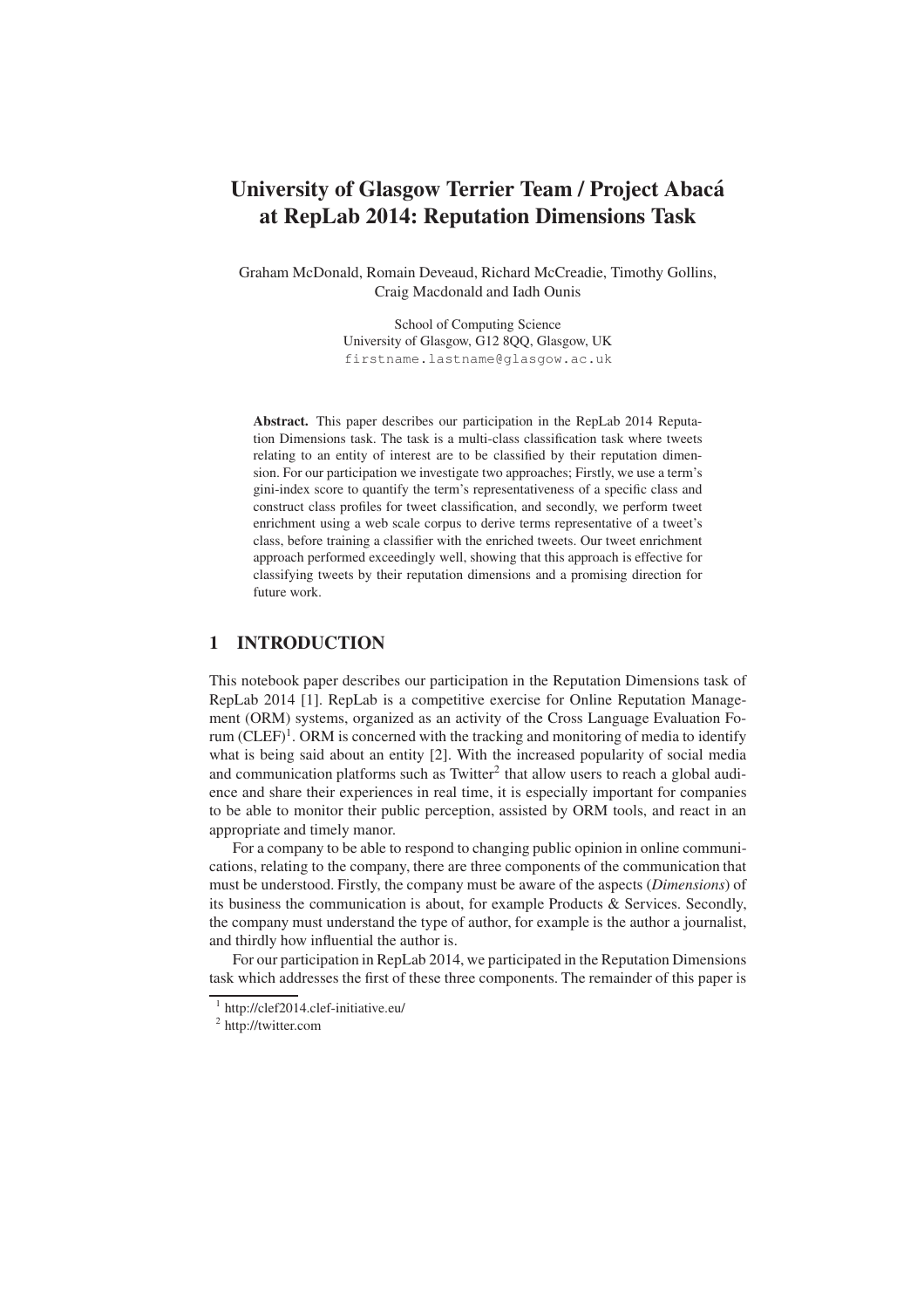# University of Glasgow Terrier Team / Project Abacá at RepLab 2014: Reputation Dimensions Task

Graham McDonald, Romain Deveaud, Richard McCreadie, Timothy Gollins, Craig Macdonald and Iadh Ounis

School of Computing Science
University of Glasgow, G12 8QQ, Glasgow, UK
firstname.lastname@glasgow.ac.uk

**Abstract.** This paper describes our participation in the RepLab 2014 Reputation Dimensions task. The task is a multi-class classification task where tweets relating to an entity of interest are to be classified by their reputation dimension. For our participation we investigate two approaches; Firstly, we use a term's gini-index score to quantify the term's representativeness of a specific class and construct class profiles for tweet classification, and secondly, we perform tweet enrichment using a web scale corpus to derive terms representative of a tweet's class, before training a classifier with the enriched tweets. Our tweet enrichment approach performed exceedingly well, showing that this approach is effective for classifying tweets by their reputation dimensions and a promising direction for future work.

## 1 INTRODUCTION

This notebook paper describes our participation in the Reputation Dimensions task of RepLab 2014 [1]. RepLab is a competitive exercise for Online Reputation Management (ORM) systems, organized as an activity of the Cross Language Evaluation Forum (CLEF)[1]. ORM is concerned with the tracking and monitoring of media to identify what is being said about an entity [2]. With the increased popularity of social media and communication platforms such as Twitter[2] that allow users to reach a global audience and share their experiences in real time, it is especially important for companies to be able to monitor their public perception, assisted by ORM tools, and react in an appropriate and timely manor.

For a company to be able to respond to changing public opinion in online communications, relating to the company, there are three components of the communication that must be understood. Firstly, the company must be aware of the aspects (*Dimensions*) of its business the communication is about, for example Products & Services. Secondly, the company must understand the type of author, for example is the author a journalist, and thirdly how influential the author is.

For our participation in RepLab 2014, we participated in the Reputation Dimensions task which addresses the first of these three components. The remainder of this paper is

[1] http://clef2014.clef-initiative.eu/
[2] http://twitter.com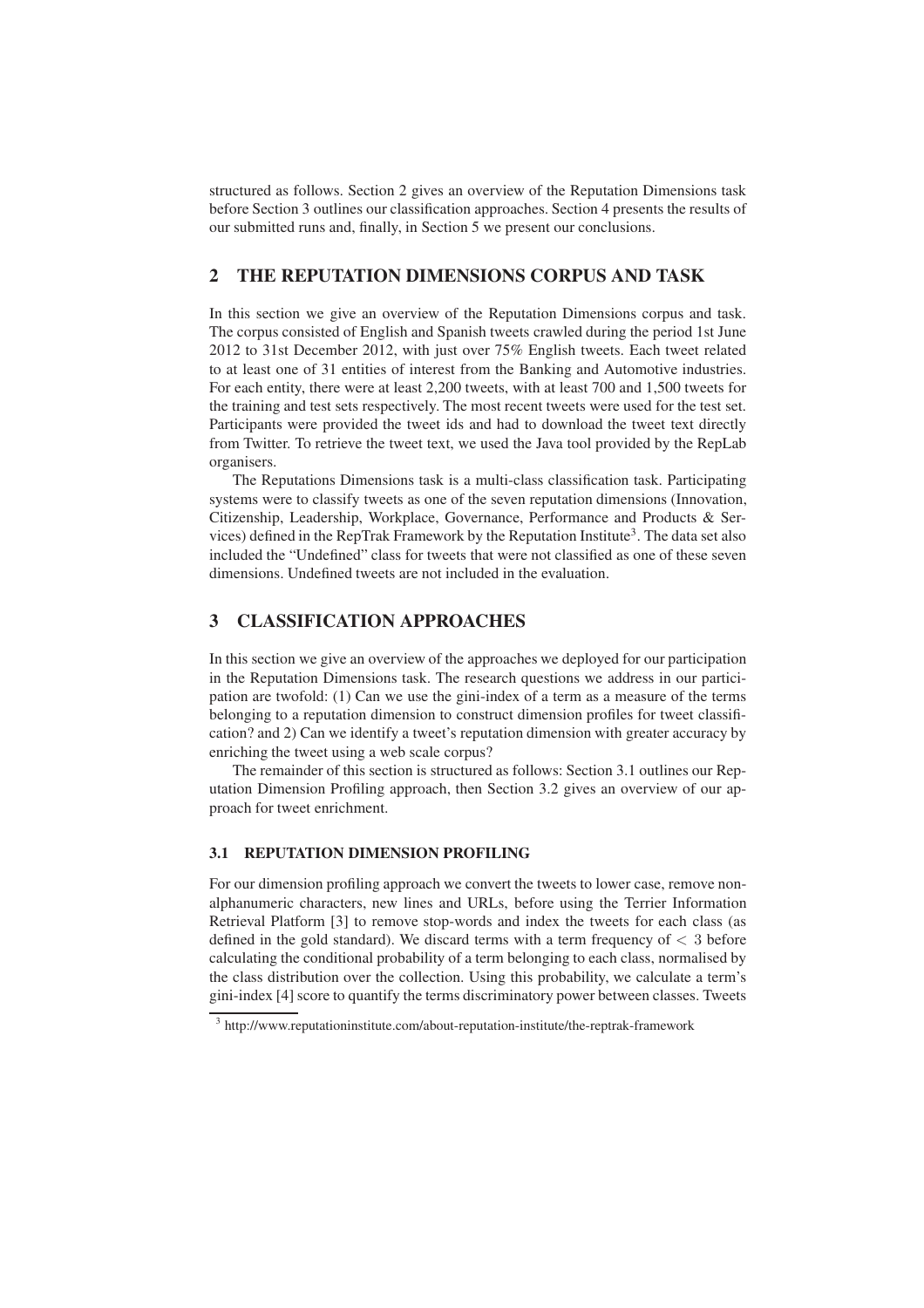structured as follows. Section 2 gives an overview of the Reputation Dimensions task before Section 3 outlines our classification approaches. Section 4 presents the results of our submitted runs and, finally, in Section 5 we present our conclusions.

## 2 THE REPUTATION DIMENSIONS CORPUS AND TASK

In this section we give an overview of the Reputation Dimensions corpus and task. The corpus consisted of English and Spanish tweets crawled during the period 1st June 2012 to 31st December 2012, with just over 75% English tweets. Each tweet related to at least one of 31 entities of interest from the Banking and Automotive industries. For each entity, there were at least 2,200 tweets, with at least 700 and 1,500 tweets for the training and test sets respectively. The most recent tweets were used for the test set. Participants were provided the tweet ids and had to download the tweet text directly from Twitter. To retrieve the tweet text, we used the Java tool provided by the RepLab organisers.

The Reputations Dimensions task is a multi-class classification task. Participating systems were to classify tweets as one of the seven reputation dimensions (Innovation, Citizenship, Leadership, Workplace, Governance, Performance and Products & Services) defined in the RepTrak Framework by the Reputation Institute[3]. The data set also included the "Undefined" class for tweets that were not classified as one of these seven dimensions. Undefined tweets are not included in the evaluation.

## 3 CLASSIFICATION APPROACHES

In this section we give an overview of the approaches we deployed for our participation in the Reputation Dimensions task. The research questions we address in our participation are twofold: (1) Can we use the gini-index of a term as a measure of the terms belonging to a reputation dimension to construct dimension profiles for tweet classification? and 2) Can we identify a tweet's reputation dimension with greater accuracy by enriching the tweet using a web scale corpus?

The remainder of this section is structured as follows: Section 3.1 outlines our Reputation Dimension Profiling approach, then Section 3.2 gives an overview of our approach for tweet enrichment.

### 3.1 REPUTATION DIMENSION PROFILING

For our dimension profiling approach we convert the tweets to lower case, remove non-alphanumeric characters, new lines and URLs, before using the Terrier Information Retrieval Platform [3] to remove stop-words and index the tweets for each class (as defined in the gold standard). We discard terms with a term frequency of $< 3$ before calculating the conditional probability of a term belonging to each class, normalised by the class distribution over the collection. Using this probability, we calculate a term's gini-index [4] score to quantify the terms discriminatory power between classes. Tweets

[3] http://www.reputationinstitute.com/about-reputation-institute/the-reptrak-framework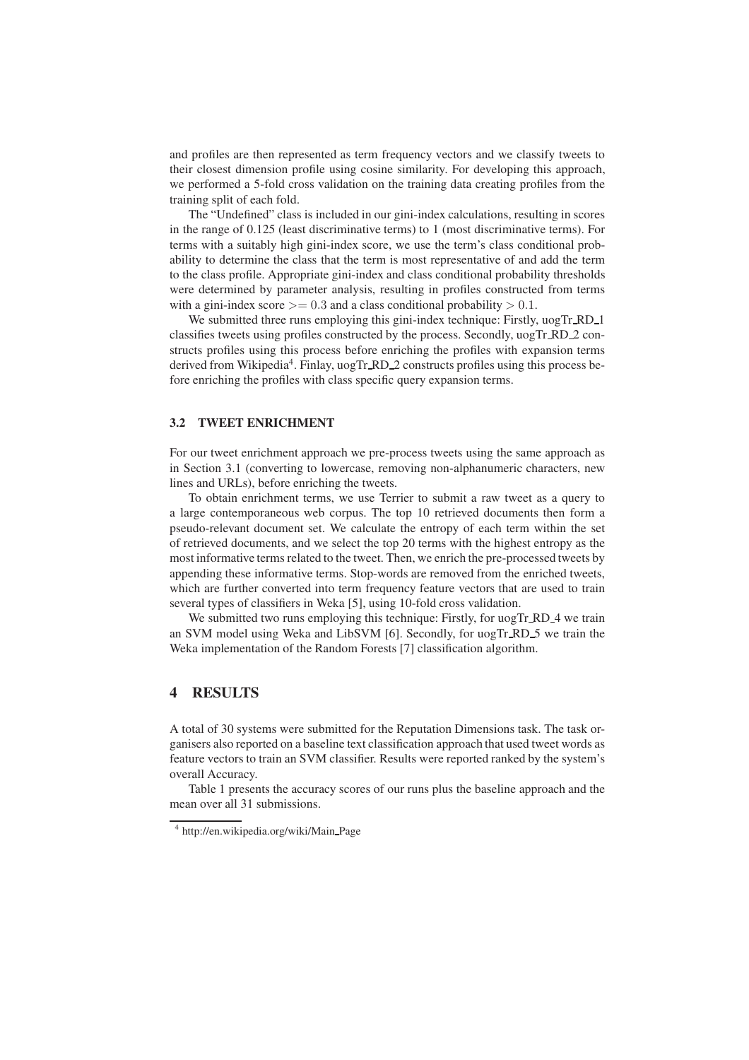and profiles are then represented as term frequency vectors and we classify tweets to their closest dimension profile using cosine similarity. For developing this approach, we performed a 5-fold cross validation on the training data creating profiles from the training split of each fold.

The "Undefined" class is included in our gini-index calculations, resulting in scores in the range of 0.125 (least discriminative terms) to 1 (most discriminative terms). For terms with a suitably high gini-index score, we use the term's class conditional probability to determine the class that the term is most representative of and add the term to the class profile. Appropriate gini-index and class conditional probability thresholds were determined by parameter analysis, resulting in profiles constructed from terms with a gini-index score $>= 0.3$ and a class conditional probability $> 0.1$.

We submitted three runs employing this gini-index technique: Firstly, uogTr_RD_1 classifies tweets using profiles constructed by the process. Secondly, uogTr_RD_2 constructs profiles using this process before enriching the profiles with expansion terms derived from Wikipedia[4]. Finlay, uogTr_RD_2 constructs profiles using this process before enriching the profiles with class specific query expansion terms.

### 3.2 TWEET ENRICHMENT

For our tweet enrichment approach we pre-process tweets using the same approach as in Section 3.1 (converting to lowercase, removing non-alphanumeric characters, new lines and URLs), before enriching the tweets.

To obtain enrichment terms, we use Terrier to submit a raw tweet as a query to a large contemporaneous web corpus. The top 10 retrieved documents then form a pseudo-relevant document set. We calculate the entropy of each term within the set of retrieved documents, and we select the top 20 terms with the highest entropy as the most informative terms related to the tweet. Then, we enrich the pre-processed tweets by appending these informative terms. Stop-words are removed from the enriched tweets, which are further converted into term frequency feature vectors that are used to train several types of classifiers in Weka [5], using 10-fold cross validation.

We submitted two runs employing this technique: Firstly, for uogTr_RD_4 we train an SVM model using Weka and LibSVM [6]. Secondly, for uogTr_RD_5 we train the Weka implementation of the Random Forests [7] classification algorithm.

## 4 RESULTS

A total of 30 systems were submitted for the Reputation Dimensions task. The task organisers also reported on a baseline text classification approach that used tweet words as feature vectors to train an SVM classifier. Results were reported ranked by the system's overall Accuracy.

Table 1 presents the accuracy scores of our runs plus the baseline approach and the mean over all 31 submissions.

[4] http://en.wikipedia.org/wiki/Main_Page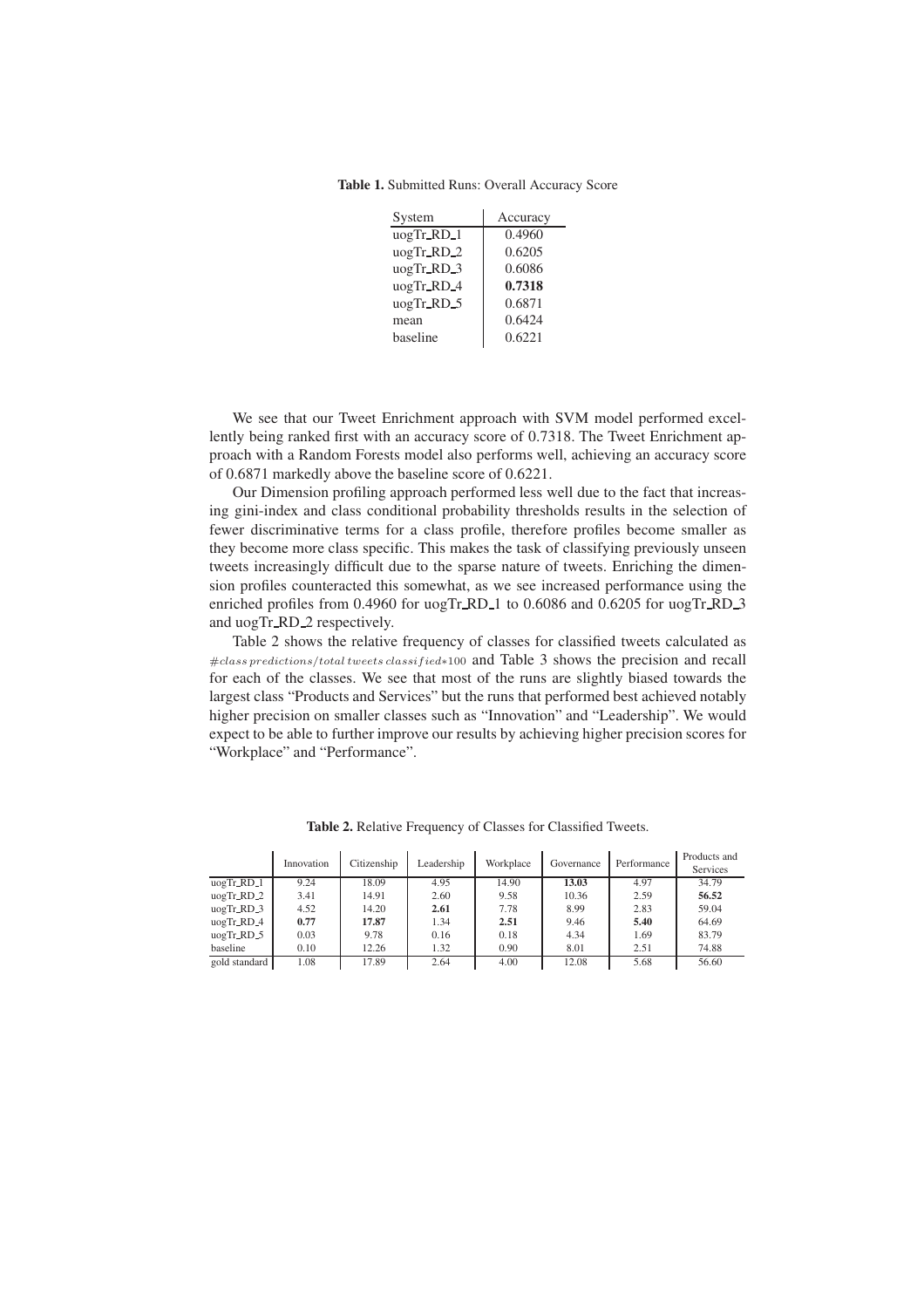**Table 1.** Submitted Runs: Overall Accuracy Score

| System | Accuracy |
|---|---|
| uogTr_RD_1 | 0.4960 |
| uogTr_RD_2 | 0.6205 |
| uogTr_RD_3 | 0.6086 |
| uogTr_RD_4 | **0.7318** |
| uogTr_RD_5 | 0.6871 |
| mean | 0.6424 |
| baseline | 0.6221 |

We see that our Tweet Enrichment approach with SVM model performed excellently being ranked first with an accuracy score of 0.7318. The Tweet Enrichment approach with a Random Forests model also performs well, achieving an accuracy score of 0.6871 markedly above the baseline score of 0.6221.

Our Dimension profiling approach performed less well due to the fact that increasing gini-index and class conditional probability thresholds results in the selection of fewer discriminative terms for a class profile, therefore profiles become smaller as they become more class specific. This makes the task of classifying previously unseen tweets increasingly difficult due to the sparse nature of tweets. Enriching the dimension profiles counteracted this somewhat, as we see increased performance using the enriched profiles from 0.4960 for uogTr_RD_1 to 0.6086 and 0.6205 for uogTr_RD_3 and uogTr_RD_2 respectively.

Table 2 shows the relative frequency of classes for classified tweets calculated as $\#class\, predictions/total\, tweets\, classified * 100$ and Table 3 shows the precision and recall for each of the classes. We see that most of the runs are slightly biased towards the largest class "Products and Services" but the runs that performed best achieved notably higher precision on smaller classes such as "Innovation" and "Leadership". We would expect to be able to further improve our results by achieving higher precision scores for "Workplace" and "Performance".

**Table 2.** Relative Frequency of Classes for Classified Tweets.

| | Innovation | Citizenship | Leadership | Workplace | Governance | Performance | Products and Services |
|---|---|---|---|---|---|---|---|
| uogTr_RD_1 | 9.24 | 18.09 | 4.95 | 14.90 | **13.03** | 4.97 | 34.79 |
| uogTr_RD_2 | 3.41 | 14.91 | 2.60 | 9.58 | 10.36 | 2.59 | **56.52** |
| uogTr_RD_3 | 4.52 | 14.20 | **2.61** | 7.78 | 8.99 | 2.83 | 59.04 |
| uogTr_RD_4 | **0.77** | **17.87** | 1.34 | **2.51** | 9.46 | **5.40** | 64.69 |
| uogTr_RD_5 | 0.03 | 9.78 | 0.16 | 0.18 | 4.34 | 1.69 | 83.79 |
| baseline | 0.10 | 12.26 | 1.32 | 0.90 | 8.01 | 2.51 | 74.88 |
| gold standard | 1.08 | 17.89 | 2.64 | 4.00 | 12.08 | 5.68 | 56.60 |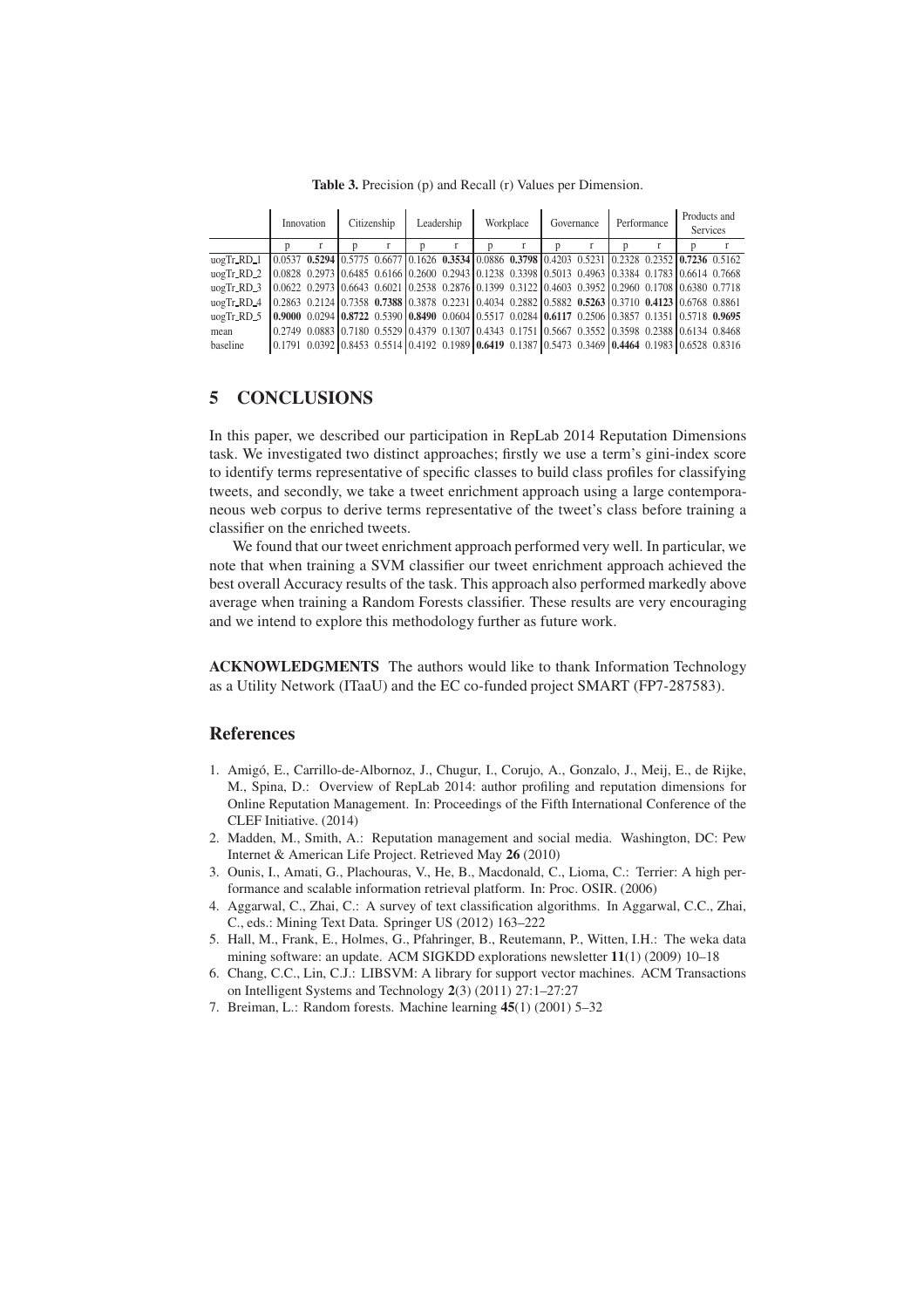**Table 3.** Precision (p) and Recall (r) Values per Dimension.

| | Innovation | | Citizenship | | Leadership | | Workplace | | Governance | | Performance | | Products and Services | |
|---|---|---|---|---|---|---|---|---|---|---|---|---|---|---|
| | p | r | p | r | p | r | p | r | p | r | p | r | p | r |
| uogTr_RD_1 | 0.0537 | **0.5294** | 0.5775 | 0.6677 | 0.1626 | **0.3534** | 0.0886 | **0.3798** | 0.4203 | 0.5231 | 0.2328 | 0.2352 | **0.7236** | 0.5162 |
| uogTr_RD_2 | 0.0828 | 0.2973 | 0.6485 | 0.6166 | 0.2600 | 0.2943 | 0.1238 | 0.3398 | 0.5013 | 0.4963 | 0.3384 | 0.1783 | 0.6614 | 0.7668 |
| uogTr_RD_3 | 0.0622 | 0.2973 | 0.6643 | 0.6021 | 0.2538 | 0.2876 | 0.1399 | 0.3122 | 0.4603 | 0.3952 | 0.2960 | 0.1708 | 0.6380 | 0.7718 |
| uogTr_RD_4 | 0.2863 | 0.2124 | 0.7358 | **0.7388** | 0.3878 | 0.2231 | 0.4034 | 0.2882 | 0.5882 | **0.5263** | 0.3710 | **0.4123** | 0.6768 | 0.8861 |
| uogTr_RD_5 | **0.9000** | 0.0294 | **0.8722** | 0.5390 | **0.8490** | 0.0604 | 0.5517 | 0.0284 | **0.6117** | 0.2506 | 0.3857 | 0.1351 | 0.5718 | **0.9695** |
| mean | 0.2749 | 0.0883 | 0.7180 | 0.5529 | 0.4379 | 0.1307 | 0.4343 | 0.1751 | 0.5667 | 0.3552 | 0.3598 | 0.2388 | 0.6134 | 0.8468 |
| baseline | 0.1791 | 0.0392 | 0.8453 | 0.5514 | 0.4192 | 0.1989 | **0.6419** | 0.1387 | 0.5473 | 0.3469 | **0.4464** | 0.1983 | 0.6528 | 0.8316 |

## 5 CONCLUSIONS

In this paper, we described our participation in RepLab 2014 Reputation Dimensions task. We investigated two distinct approaches; firstly we use a term's gini-index score to identify terms representative of specific classes to build class profiles for classifying tweets, and secondly, we take a tweet enrichment approach using a large contemporaneous web corpus to derive terms representative of the tweet's class before training a classifier on the enriched tweets.

We found that our tweet enrichment approach performed very well. In particular, we note that when training a SVM classifier our tweet enrichment approach achieved the best overall Accuracy results of the task. This approach also performed markedly above average when training a Random Forests classifier. These results are very encouraging and we intend to explore this methodology further as future work.

**ACKNOWLEDGMENTS** The authors would like to thank Information Technology as a Utility Network (ITaaU) and the EC co-funded project SMART (FP7-287583).

## References

1. Amigó, E., Carrillo-de-Albornoz, J., Chugur, I., Corujo, A., Gonzalo, J., Meij, E., de Rijke, M., Spina, D.: Overview of RepLab 2014: author profiling and reputation dimensions for Online Reputation Management. In: Proceedings of the Fifth International Conference of the CLEF Initiative. (2014)
2. Madden, M., Smith, A.: Reputation management and social media. Washington, DC: Pew Internet & American Life Project. Retrieved May **26** (2010)
3. Ounis, I., Amati, G., Plachouras, V., He, B., Macdonald, C., Lioma, C.: Terrier: A high performance and scalable information retrieval platform. In: Proc. OSIR. (2006)
4. Aggarwal, C., Zhai, C.: A survey of text classification algorithms. In Aggarwal, C.C., Zhai, C., eds.: Mining Text Data. Springer US (2012) 163–222
5. Hall, M., Frank, E., Holmes, G., Pfahringer, B., Reutemann, P., Witten, I.H.: The weka data mining software: an update. ACM SIGKDD explorations newsletter **11**(1) (2009) 10–18
6. Chang, C.C., Lin, C.J.: LIBSVM: A library for support vector machines. ACM Transactions on Intelligent Systems and Technology **2**(3) (2011) 27:1–27:27
7. Breiman, L.: Random forests. Machine learning **45**(1) (2001) 5–32